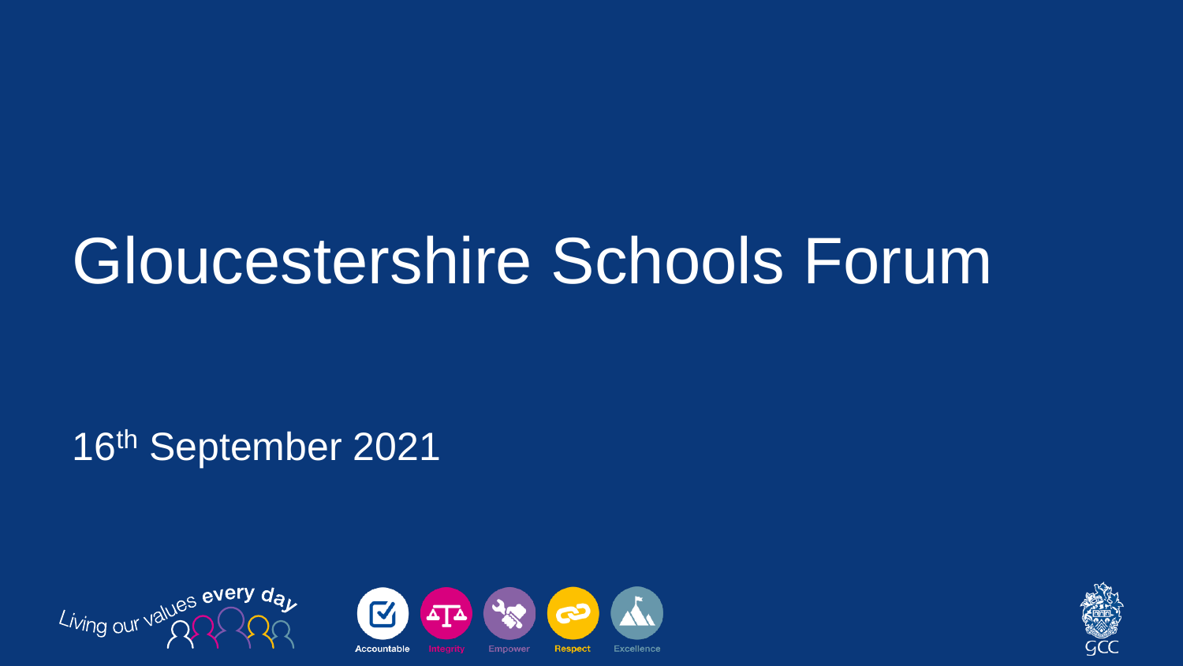# Gloucestershire Schools Forum

16th September 2021

Living our values every day

Accountable Integrity Empower Respect Excellence

GCC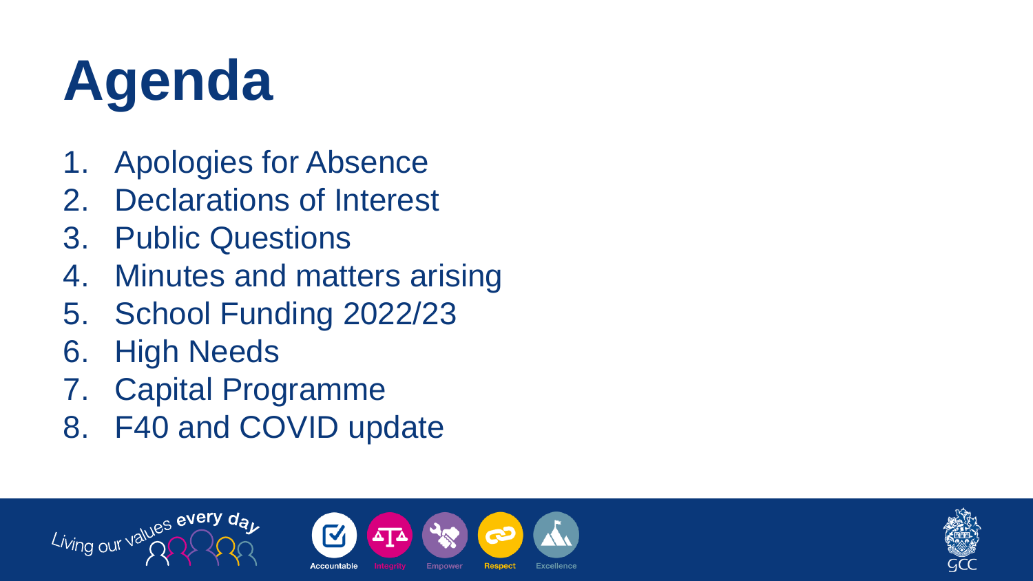# Agenda

1. Apologies for Absence
2. Declarations of Interest
3. Public Questions
4. Minutes and matters arising
5. School Funding 2022/23
6. High Needs
7. Capital Programme
8. F40 and COVID update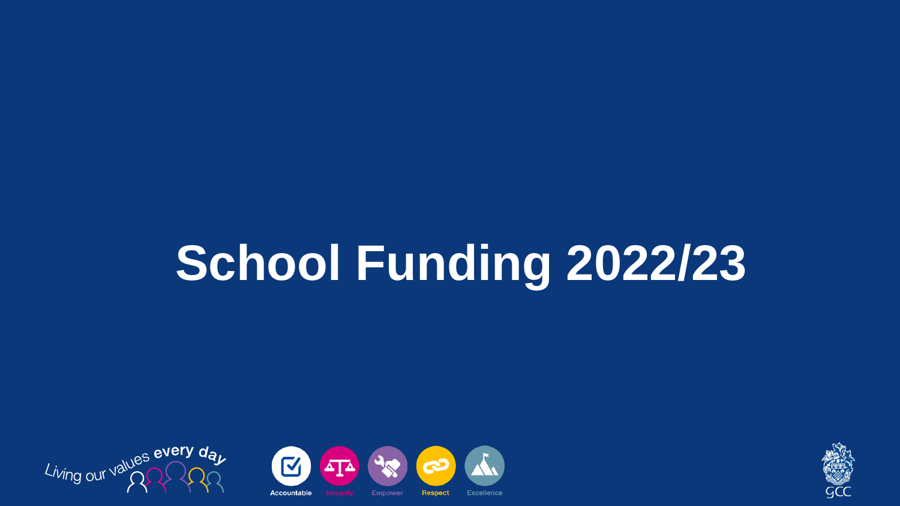# School Funding 2022/23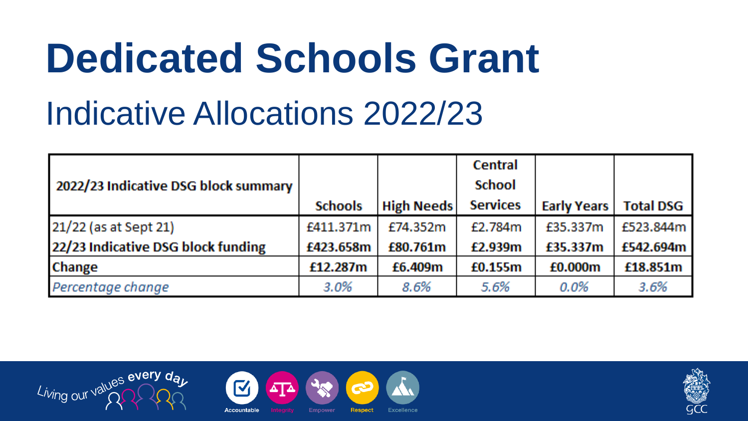# Dedicated Schools Grant

## Indicative Allocations 2022/23

| 2022/23 Indicative DSG block summary | Schools | High Needs | Central School Services | Early Years | Total DSG |
|---|---|---|---|---|---|
| 21/22 (as at Sept 21) | £411.371m | £74.352m | £2.784m | £35.337m | £523.844m |
| **22/23 Indicative DSG block funding** | **£423.658m** | **£80.761m** | **£2.939m** | **£35.337m** | **£542.694m** |
| **Change** | **£12.287m** | **£6.409m** | **£0.155m** | **£0.000m** | **£18.851m** |
| *Percentage change* | *3.0%* | *8.6%* | *5.6%* | *0.0%* | *3.6%* |

Living our values every day

Accountable Integrity Empower Respect Excellence

GCC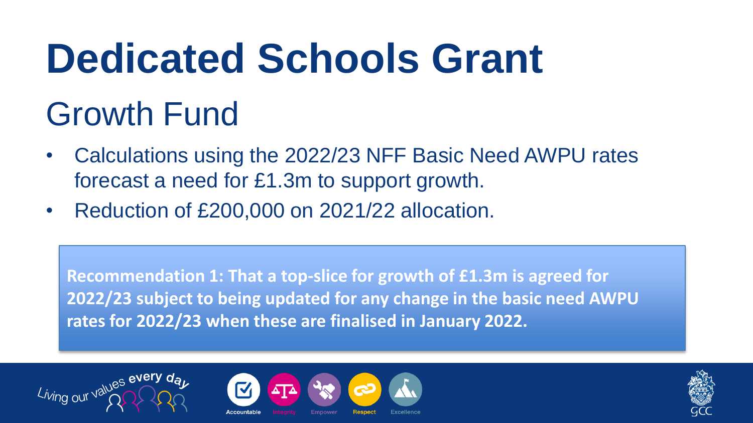# Dedicated Schools Grant

## Growth Fund

- Calculations using the 2022/23 NFF Basic Need AWPU rates forecast a need for £1.3m to support growth.
- Reduction of £200,000 on 2021/22 allocation.

**Recommendation 1: That a top-slice for growth of £1.3m is agreed for 2022/23 subject to being updated for any change in the basic need AWPU rates for 2022/23 when these are finalised in January 2022.**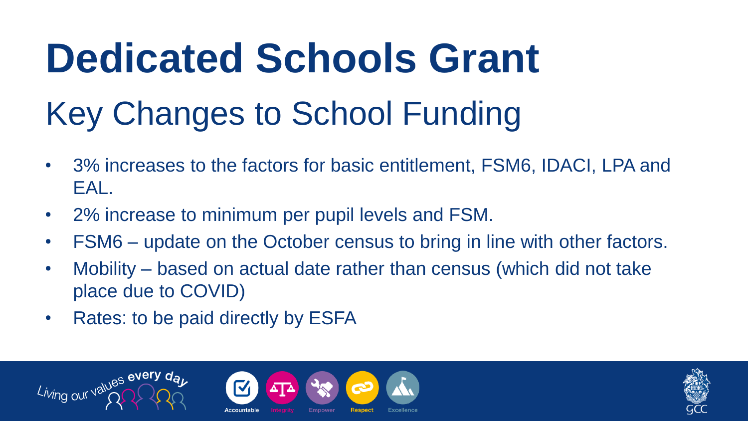# Dedicated Schools Grant

## Key Changes to School Funding

- 3% increases to the factors for basic entitlement, FSM6, IDACI, LPA and EAL.
- 2% increase to minimum per pupil levels and FSM.
- FSM6 – update on the October census to bring in line with other factors.
- Mobility – based on actual date rather than census (which did not take place due to COVID)
- Rates: to be paid directly by ESFA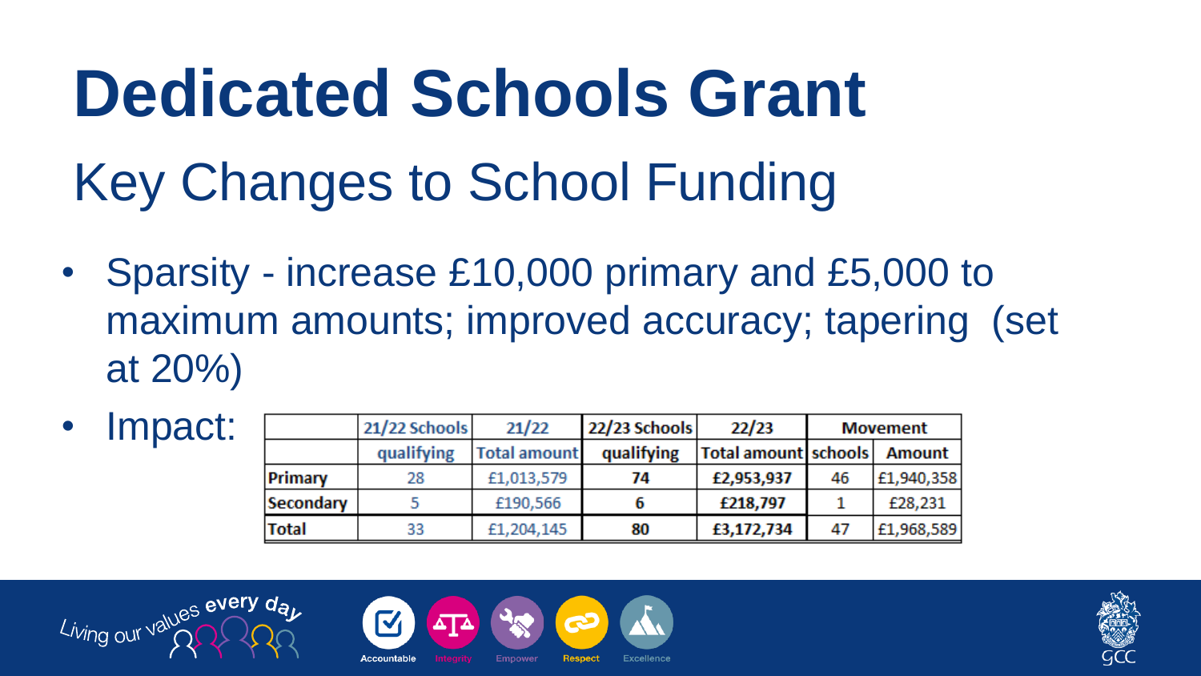# Dedicated Schools Grant

## Key Changes to School Funding

- Sparsity - increase £10,000 primary and £5,000 to maximum amounts; improved accuracy; tapering (set at 20%)
- Impact:

| | 21/22 Schools qualifying | 21/22 Total amount | 22/23 Schools qualifying | 22/23 Total amount | Movement schools | Movement Amount |
|---|---|---|---|---|---|---|
| **Primary** | 28 | £1,013,579 | **74** | **£2,953,937** | 46 | £1,940,358 |
| **Secondary** | 5 | £190,566 | **6** | **£218,797** | 1 | £28,231 |
| **Total** | 33 | £1,204,145 | **80** | **£3,172,734** | 47 | £1,968,589 |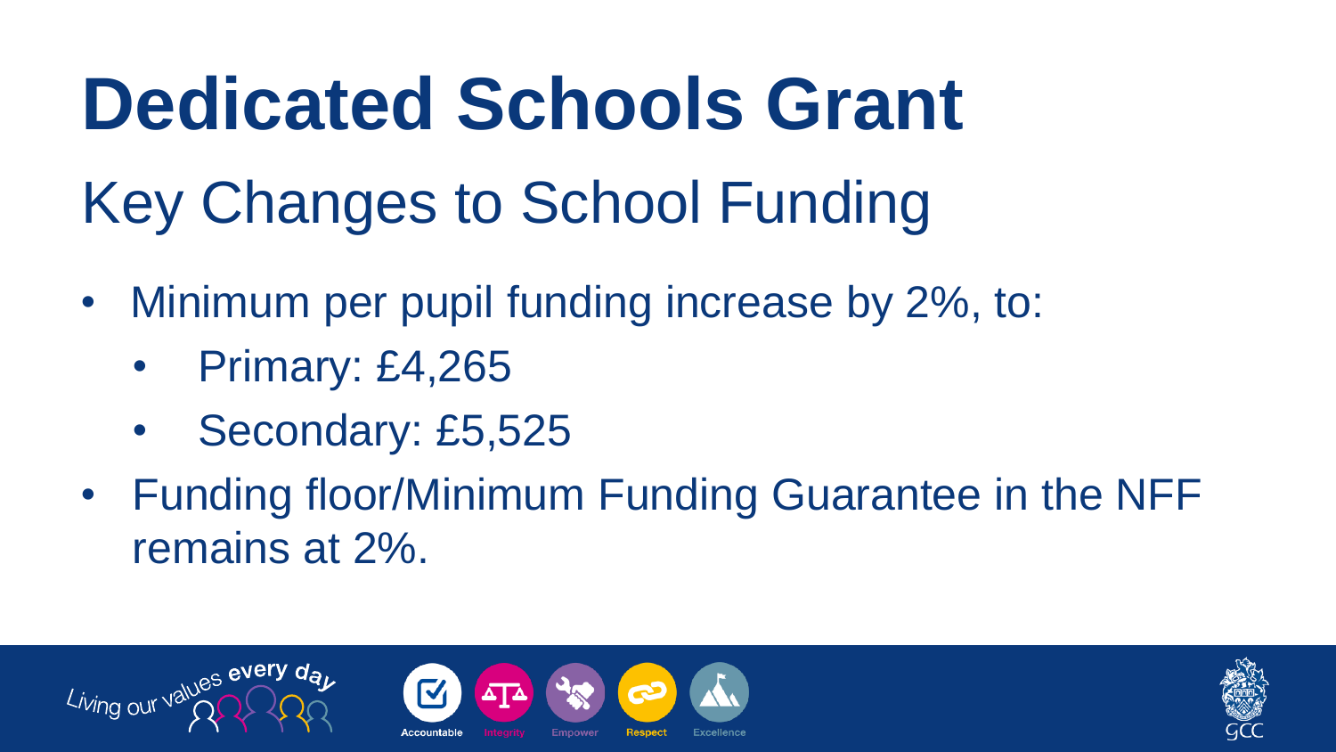# Dedicated Schools Grant

## Key Changes to School Funding

- Minimum per pupil funding increase by 2%, to:
  - Primary: £4,265
  - Secondary: £5,525
- Funding floor/Minimum Funding Guarantee in the NFF remains at 2%.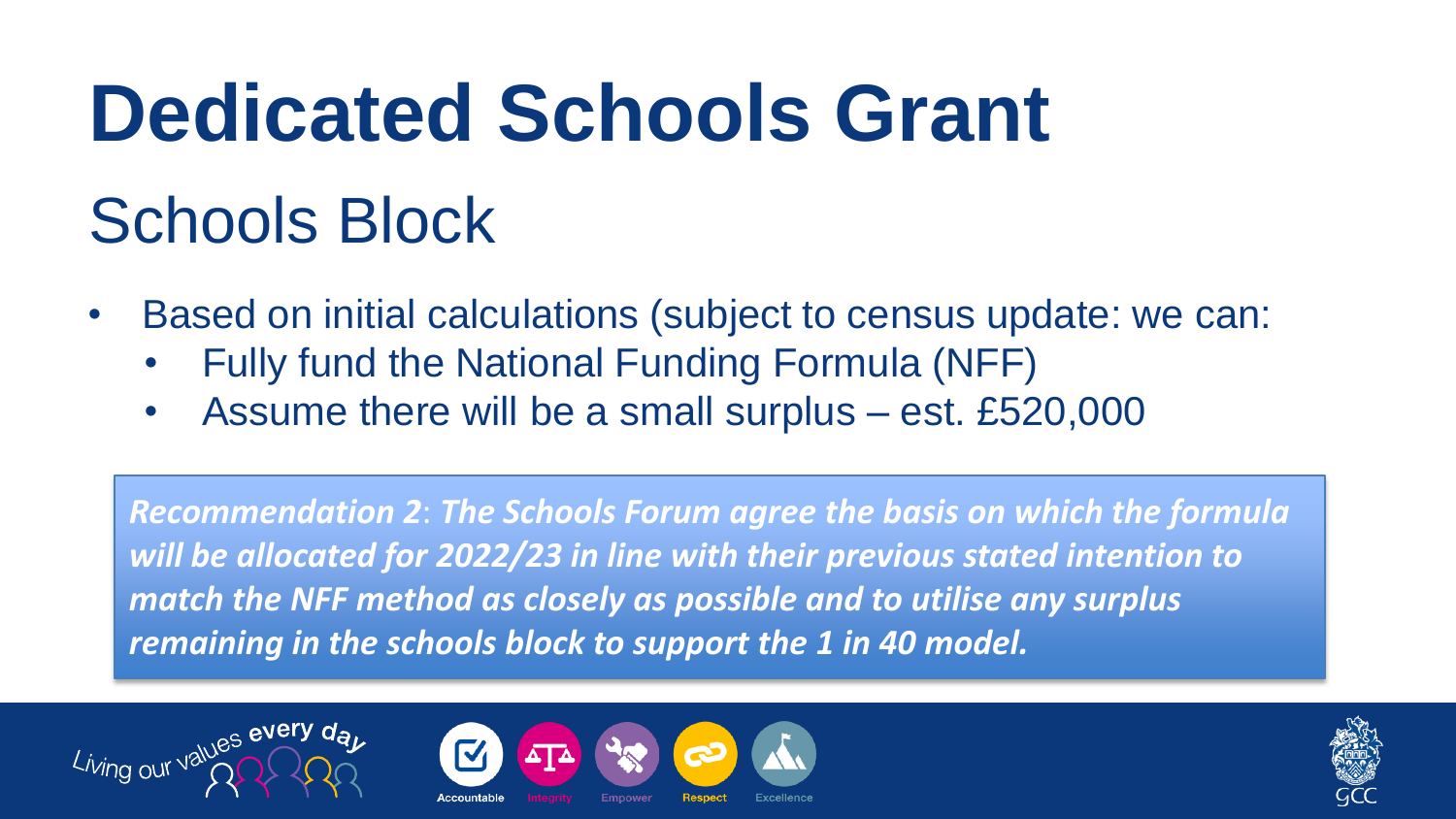# Dedicated Schools Grant

## Schools Block

- Based on initial calculations (subject to census update: we can:
  - Fully fund the National Funding Formula (NFF)
  - Assume there will be a small surplus – est. £520,000

***Recommendation 2**: The Schools Forum agree the basis on which the formula will be allocated for 2022/23 in line with their previous stated intention to match the NFF method as closely as possible and to utilise any surplus remaining in the schools block to support the 1 in 40 model.*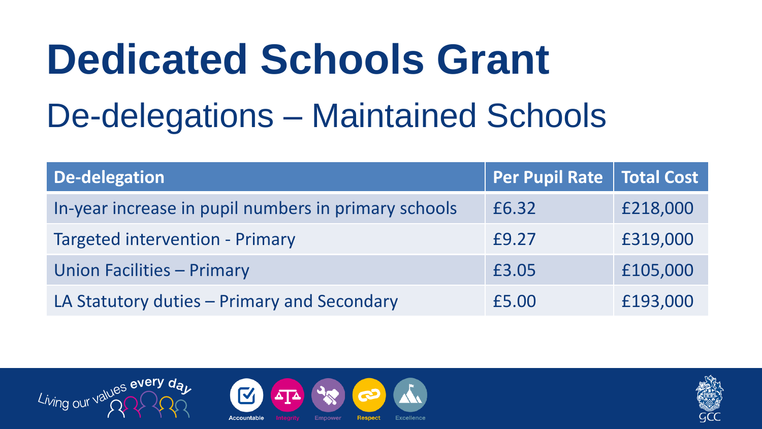# Dedicated Schools Grant

## De-delegations – Maintained Schools

| De-delegation | Per Pupil Rate | Total Cost |
| --- | --- | --- |
| In-year increase in pupil numbers in primary schools | £6.32 | £218,000 |
| Targeted intervention - Primary | £9.27 | £319,000 |
| Union Facilities – Primary | £3.05 | £105,000 |
| LA Statutory duties – Primary and Secondary | £5.00 | £193,000 |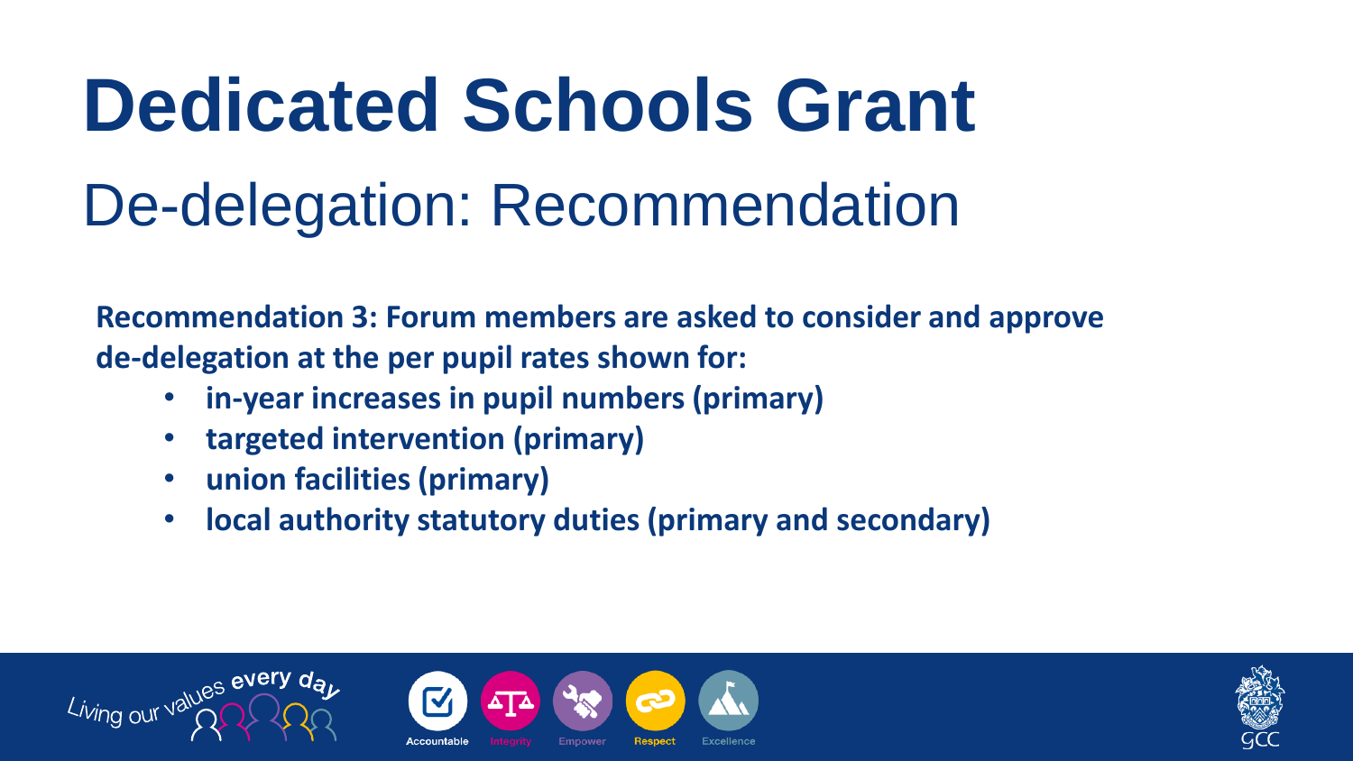# Dedicated Schools Grant

## De-delegation: Recommendation

**Recommendation 3: Forum members are asked to consider and approve de-delegation at the per pupil rates shown for:**

- **in-year increases in pupil numbers (primary)**
- **targeted intervention (primary)**
- **union facilities (primary)**
- **local authority statutory duties (primary and secondary)**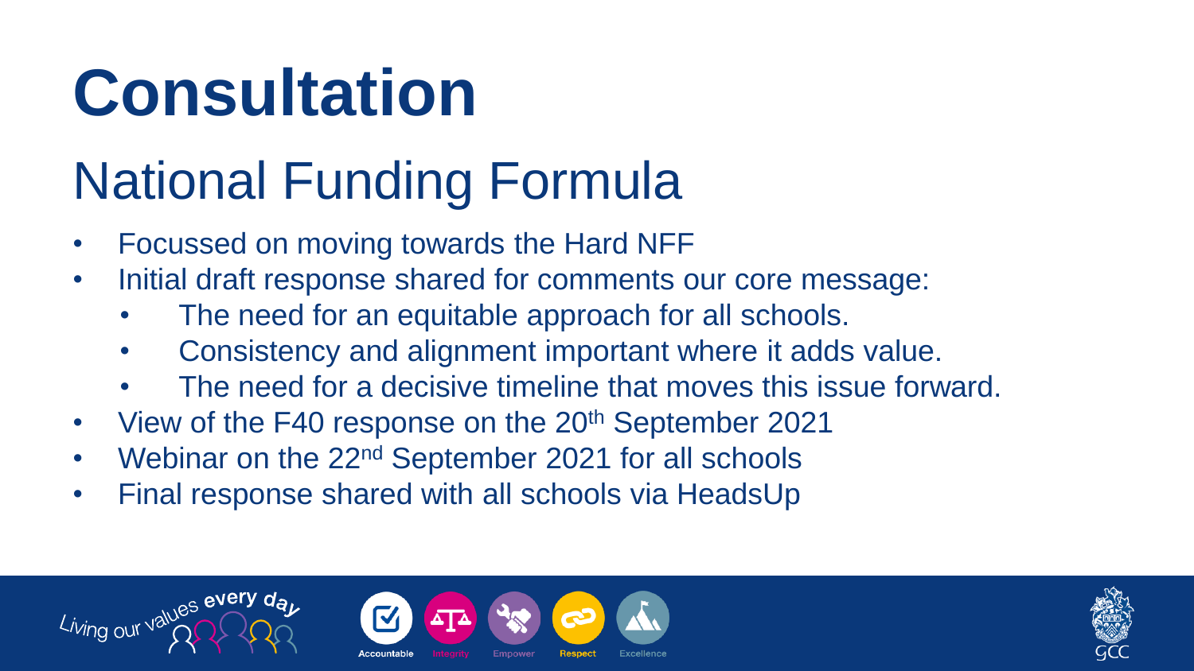# Consultation

## National Funding Formula

- Focussed on moving towards the Hard NFF
- Initial draft response shared for comments our core message:
    - The need for an equitable approach for all schools.
    - Consistency and alignment important where it adds value.
    - The need for a decisive timeline that moves this issue forward.
- View of the F40 response on the 20th September 2021
- Webinar on the 22nd September 2021 for all schools
- Final response shared with all schools via HeadsUp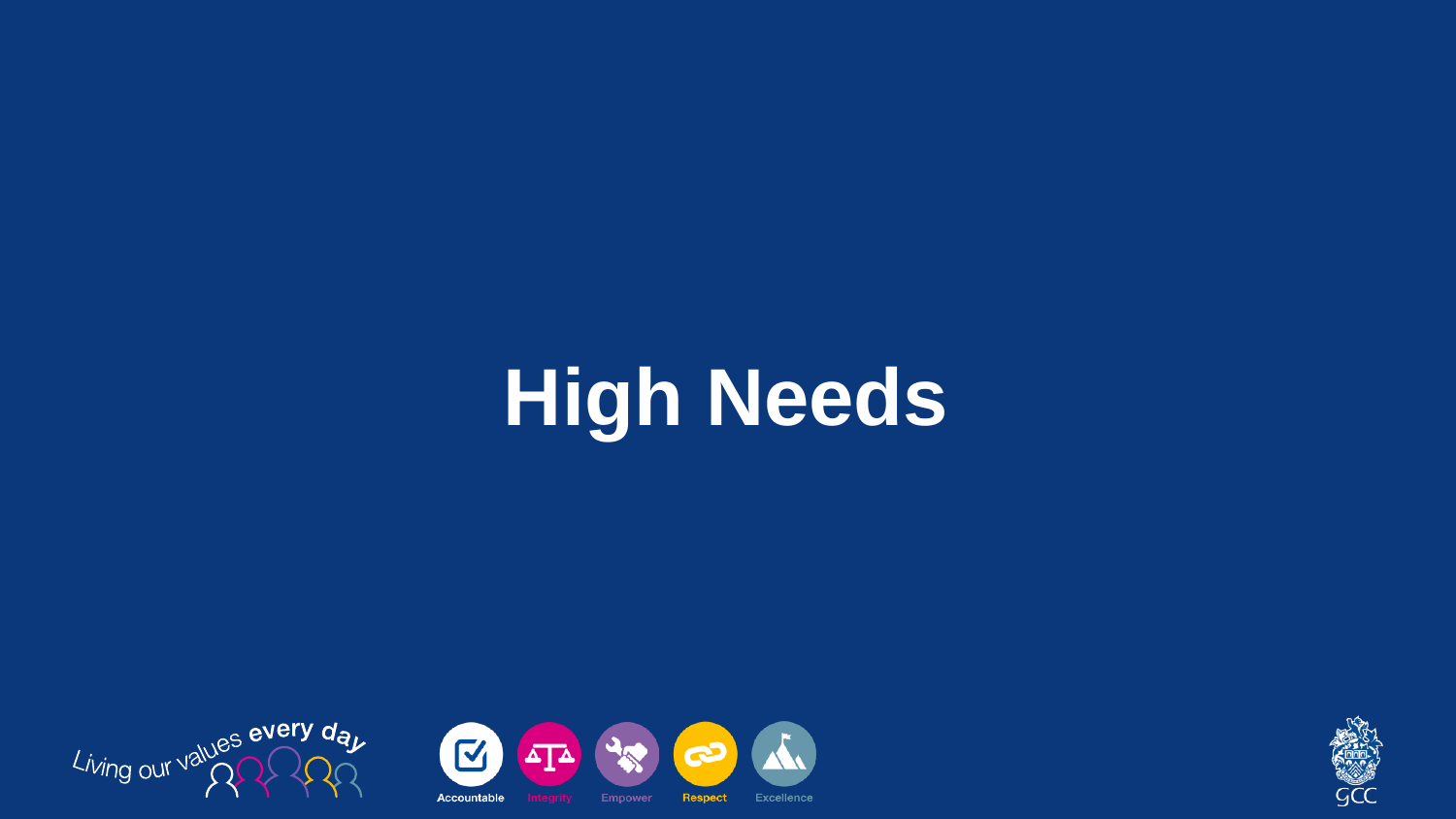# High Needs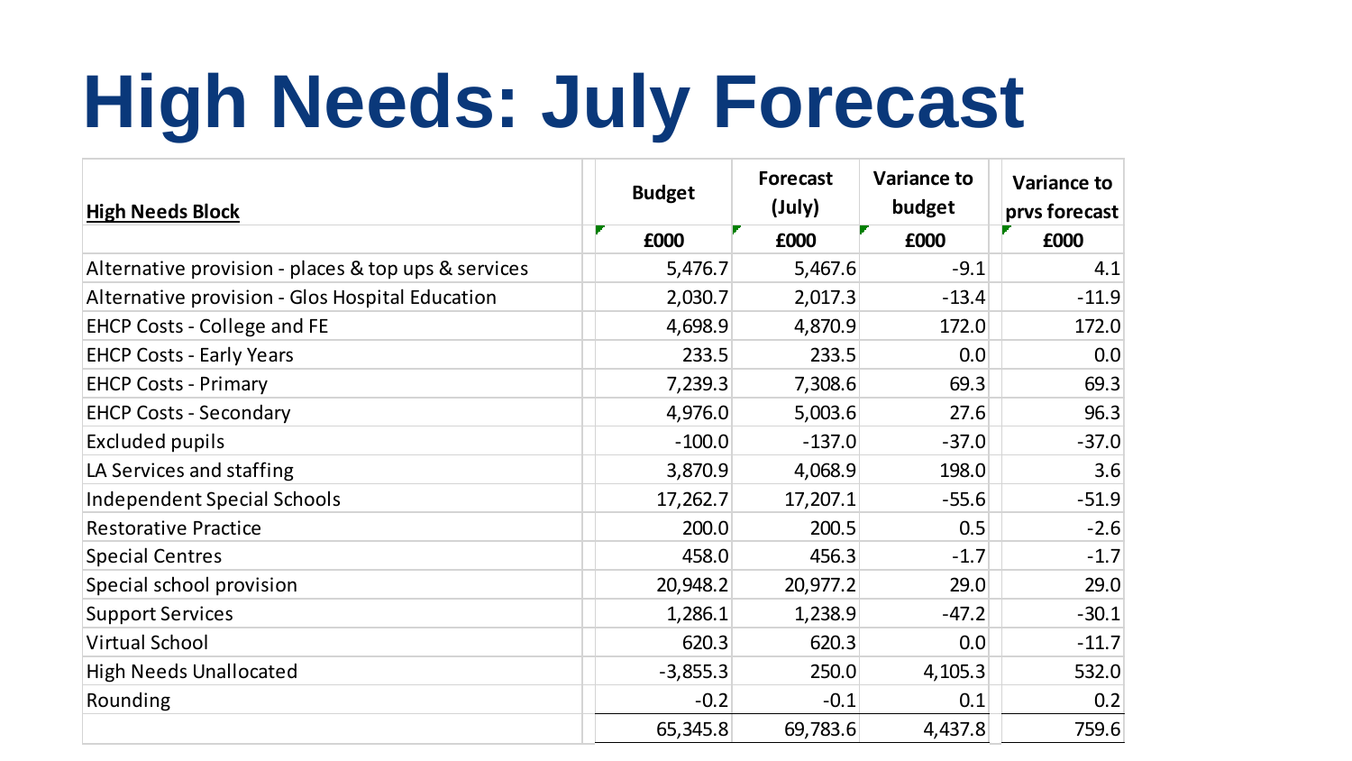# High Needs: July Forecast

| High Needs Block | Budget | Forecast (July) | Variance to budget | Variance to prvs forecast |
|---|---|---|---|---|
| | £000 | £000 | £000 | £000 |
| Alternative provision - places & top ups & services | 5,476.7 | 5,467.6 | -9.1 | 4.1 |
| Alternative provision - Glos Hospital Education | 2,030.7 | 2,017.3 | -13.4 | -11.9 |
| EHCP Costs - College and FE | 4,698.9 | 4,870.9 | 172.0 | 172.0 |
| EHCP Costs - Early Years | 233.5 | 233.5 | 0.0 | 0.0 |
| EHCP Costs - Primary | 7,239.3 | 7,308.6 | 69.3 | 69.3 |
| EHCP Costs - Secondary | 4,976.0 | 5,003.6 | 27.6 | 96.3 |
| Excluded pupils | -100.0 | -137.0 | -37.0 | -37.0 |
| LA Services and staffing | 3,870.9 | 4,068.9 | 198.0 | 3.6 |
| Independent Special Schools | 17,262.7 | 17,207.1 | -55.6 | -51.9 |
| Restorative Practice | 200.0 | 200.5 | 0.5 | -2.6 |
| Special Centres | 458.0 | 456.3 | -1.7 | -1.7 |
| Special school provision | 20,948.2 | 20,977.2 | 29.0 | 29.0 |
| Support Services | 1,286.1 | 1,238.9 | -47.2 | -30.1 |
| Virtual School | 620.3 | 620.3 | 0.0 | -11.7 |
| High Needs Unallocated | -3,855.3 | 250.0 | 4,105.3 | 532.0 |
| Rounding | -0.2 | -0.1 | 0.1 | 0.2 |
| | 65,345.8 | 69,783.6 | 4,437.8 | 759.6 |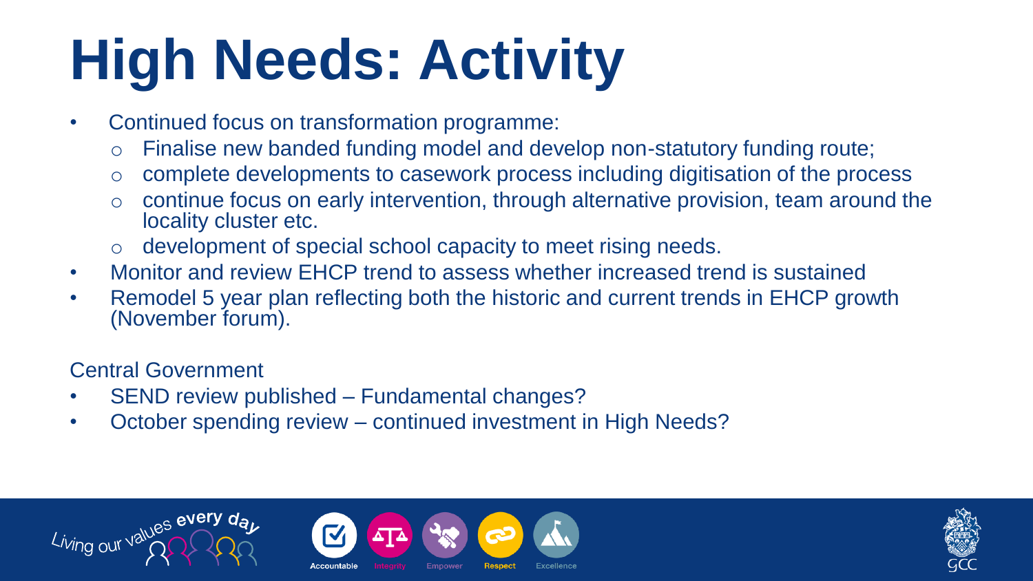# High Needs: Activity

- Continued focus on transformation programme:
  - Finalise new banded funding model and develop non-statutory funding route;
  - complete developments to casework process including digitisation of the process
  - continue focus on early intervention, through alternative provision, team around the locality cluster etc.
  - development of special school capacity to meet rising needs.
- Monitor and review EHCP trend to assess whether increased trend is sustained
- Remodel 5 year plan reflecting both the historic and current trends in EHCP growth (November forum).

Central Government

- SEND review published – Fundamental changes?
- October spending review – continued investment in High Needs?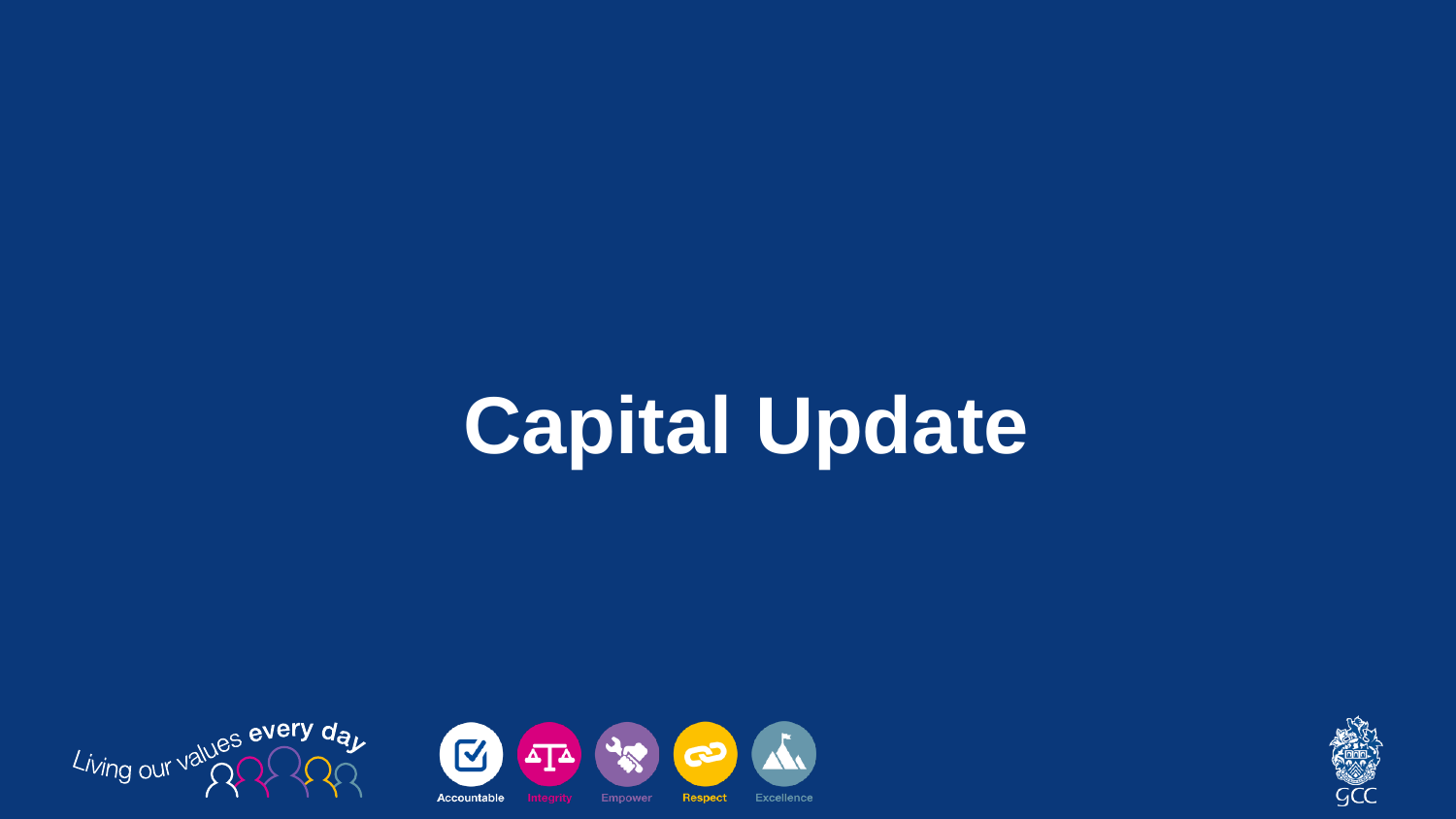# Capital Update

Living our values every day

Accountable Integrity Empower Respect Excellence

GCC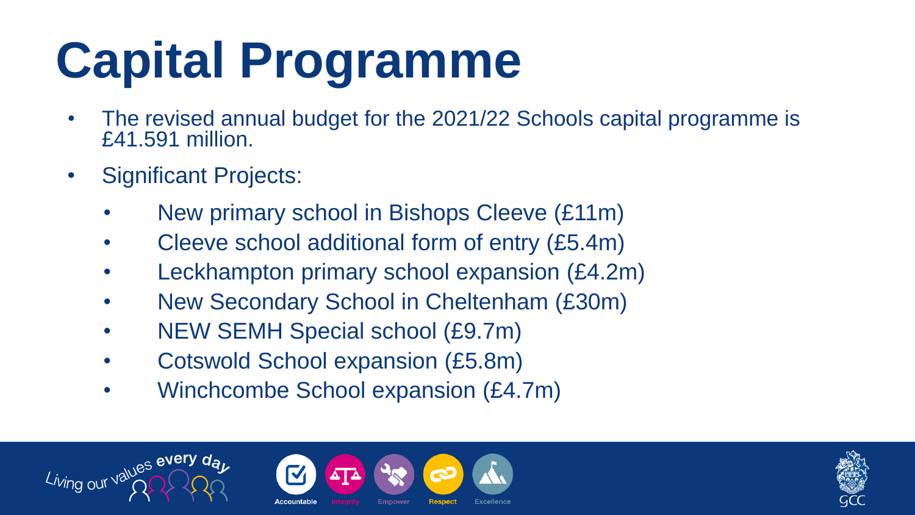# Capital Programme

- The revised annual budget for the 2021/22 Schools capital programme is £41.591 million.
- Significant Projects:
  - New primary school in Bishops Cleeve (£11m)
  - Cleeve school additional form of entry (£5.4m)
  - Leckhampton primary school expansion (£4.2m)
  - New Secondary School in Cheltenham (£30m)
  - NEW SEMH Special school (£9.7m)
  - Cotswold School expansion (£5.8m)
  - Winchcombe School expansion (£4.7m)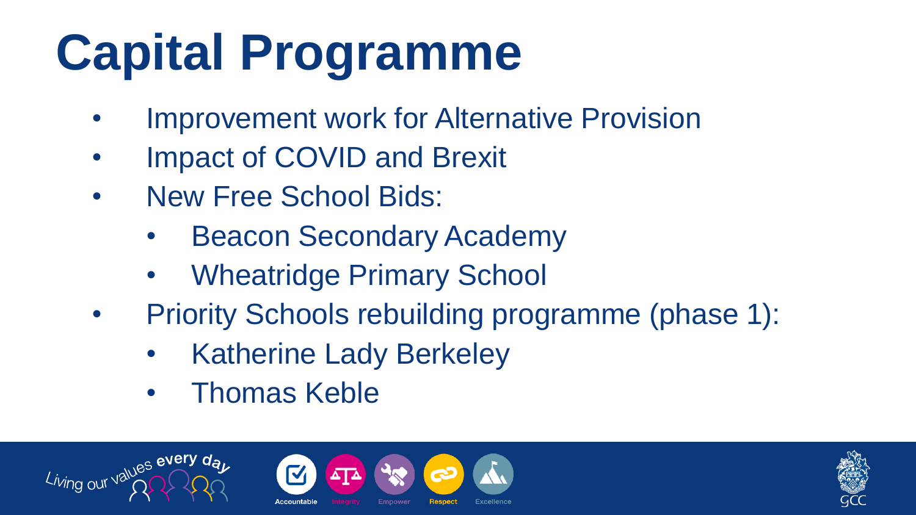# Capital Programme

- Improvement work for Alternative Provision
- Impact of COVID and Brexit
- New Free School Bids:
  - Beacon Secondary Academy
  - Wheatridge Primary School
- Priority Schools rebuilding programme (phase 1):
  - Katherine Lady Berkeley
  - Thomas Keble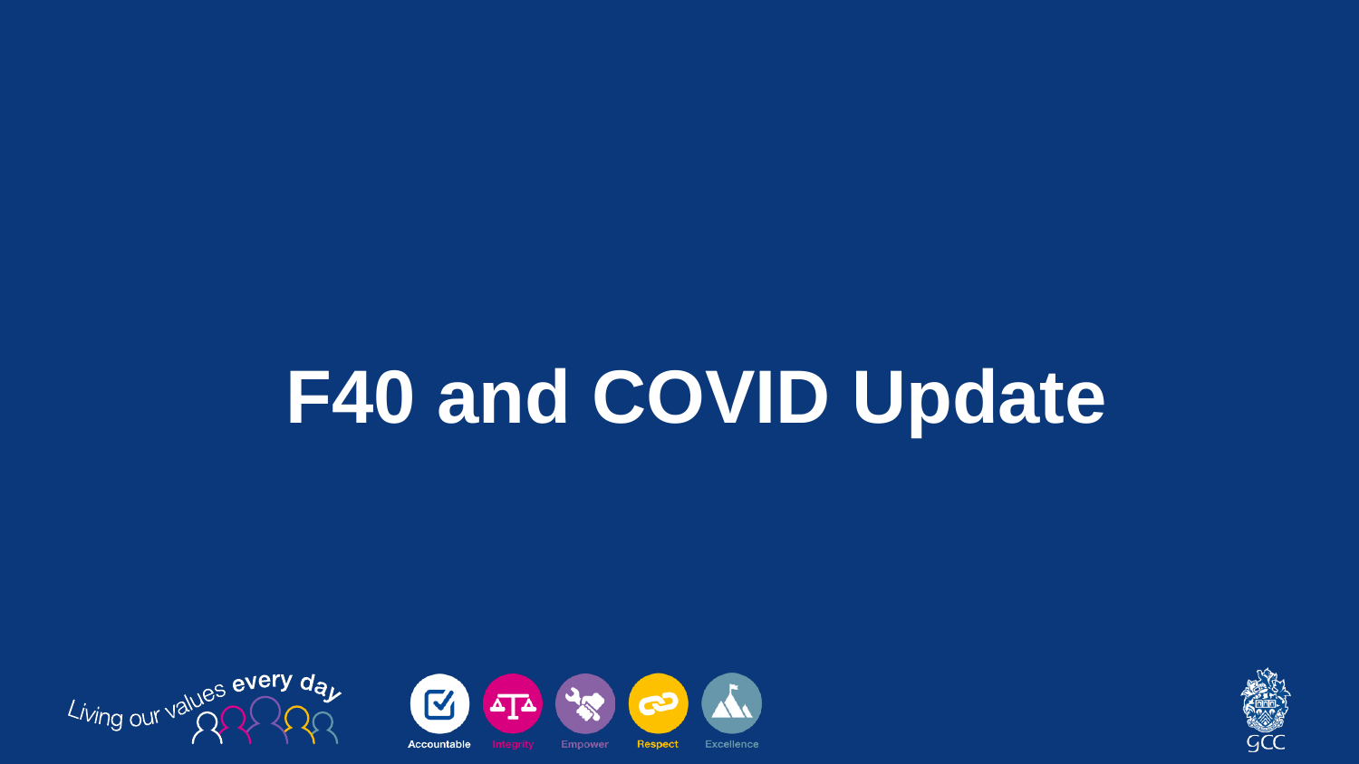# F40 and COVID Update

Living our values every day

Accountable Integrity Empower Respect Excellence

GCC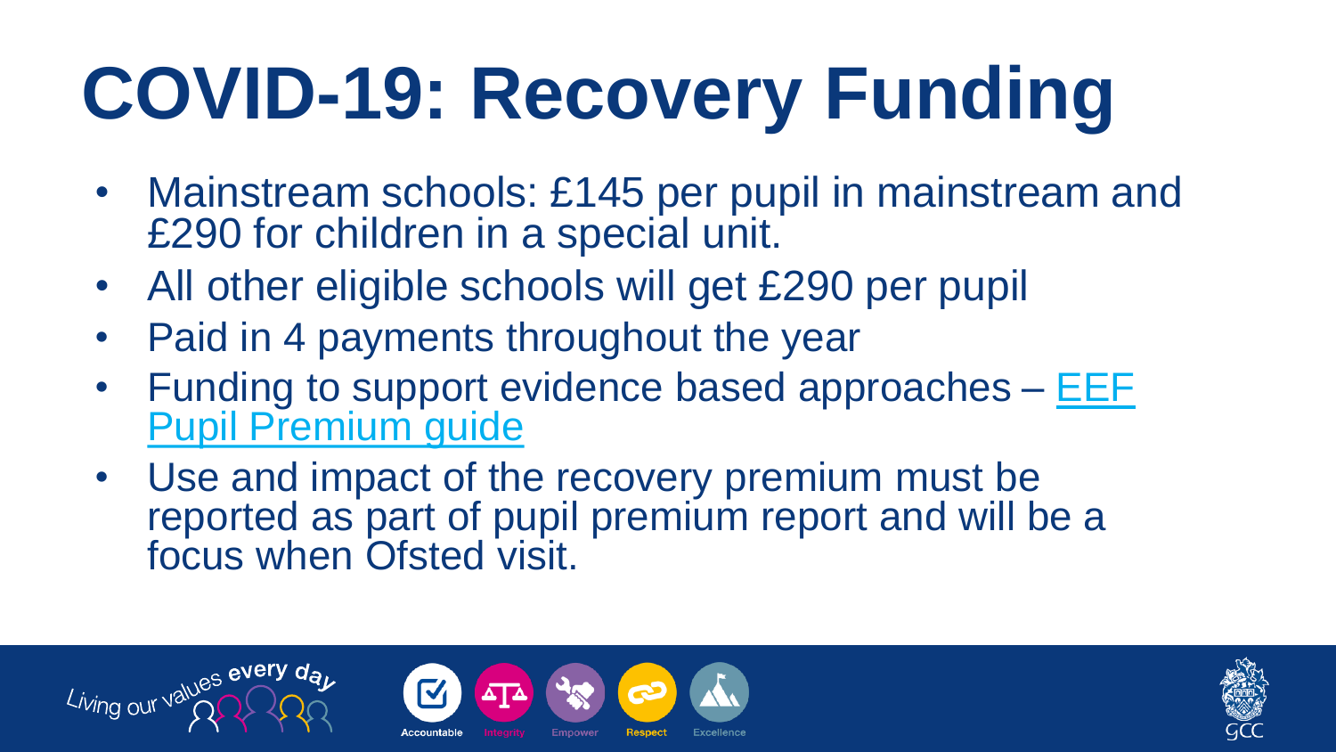# COVID-19: Recovery Funding

- Mainstream schools: £145 per pupil in mainstream and £290 for children in a special unit.
- All other eligible schools will get £290 per pupil
- Paid in 4 payments throughout the year
- Funding to support evidence based approaches – EEF Pupil Premium guide
- Use and impact of the recovery premium must be reported as part of pupil premium report and will be a focus when Ofsted visit.

Living our values every day

Accountable Integrity Empower Respect Excellence

GCC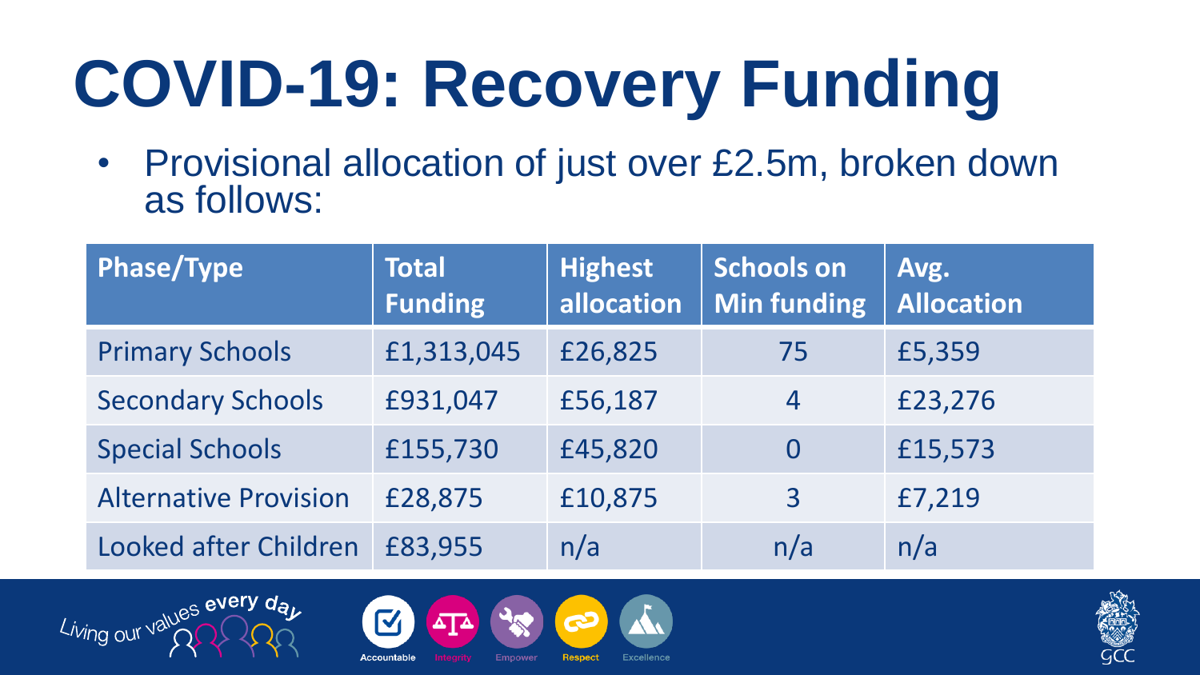# COVID-19: Recovery Funding

- Provisional allocation of just over £2.5m, broken down as follows:

| Phase/Type | Total Funding | Highest allocation | Schools on Min funding | Avg. Allocation |
|---|---|---|---|---|
| Primary Schools | £1,313,045 | £26,825 | 75 | £5,359 |
| Secondary Schools | £931,047 | £56,187 | 4 | £23,276 |
| Special Schools | £155,730 | £45,820 | 0 | £15,573 |
| Alternative Provision | £28,875 | £10,875 | 3 | £7,219 |
| Looked after Children | £83,955 | n/a | n/a | n/a |